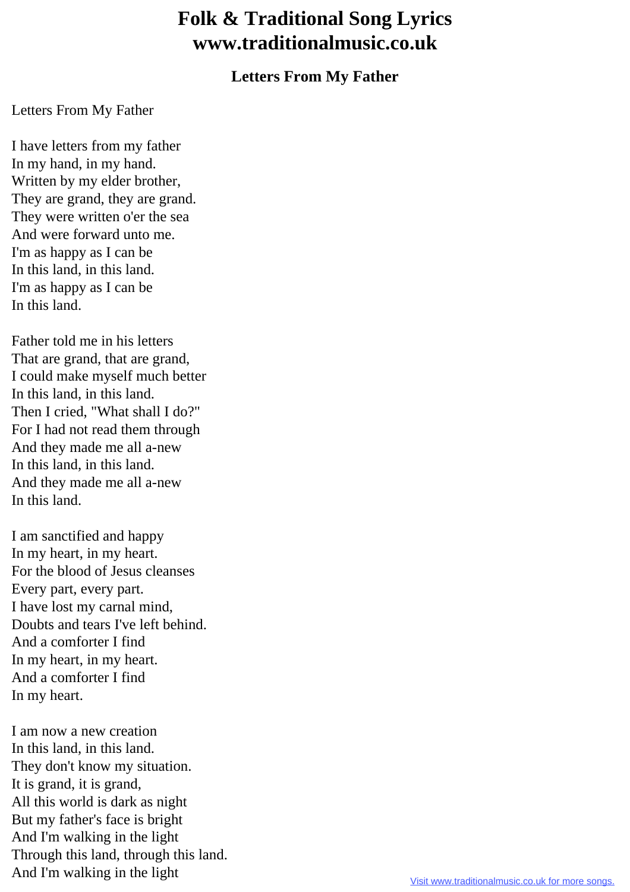# Folk & Traditional Song Lyrics
# www.traditionalmusic.co.uk

### Letters From My Father

Letters From My Father

I have letters from my father  
In my hand, in my hand.  
Written by my elder brother,  
They are grand, they are grand.  
They were written o'er the sea  
And were forward unto me.  
I'm as happy as I can be  
In this land, in this land.  
I'm as happy as I can be  
In this land.

Father told me in his letters  
That are grand, that are grand,  
I could make myself much better  
In this land, in this land.  
Then I cried, "What shall I do?"  
For I had not read them through  
And they made me all a-new  
In this land, in this land.  
And they made me all a-new  
In this land.

I am sanctified and happy  
In my heart, in my heart.  
For the blood of Jesus cleanses  
Every part, every part.  
I have lost my carnal mind,  
Doubts and tears I've left behind.  
And a comforter I find  
In my heart, in my heart.  
And a comforter I find  
In my heart.

I am now a new creation  
In this land, in this land.  
They don't know my situation.  
It is grand, it is grand,  
All this world is dark as night  
But my father's face is bright  
And I'm walking in the light  
Through this land, through this land.  
And I'm walking in the light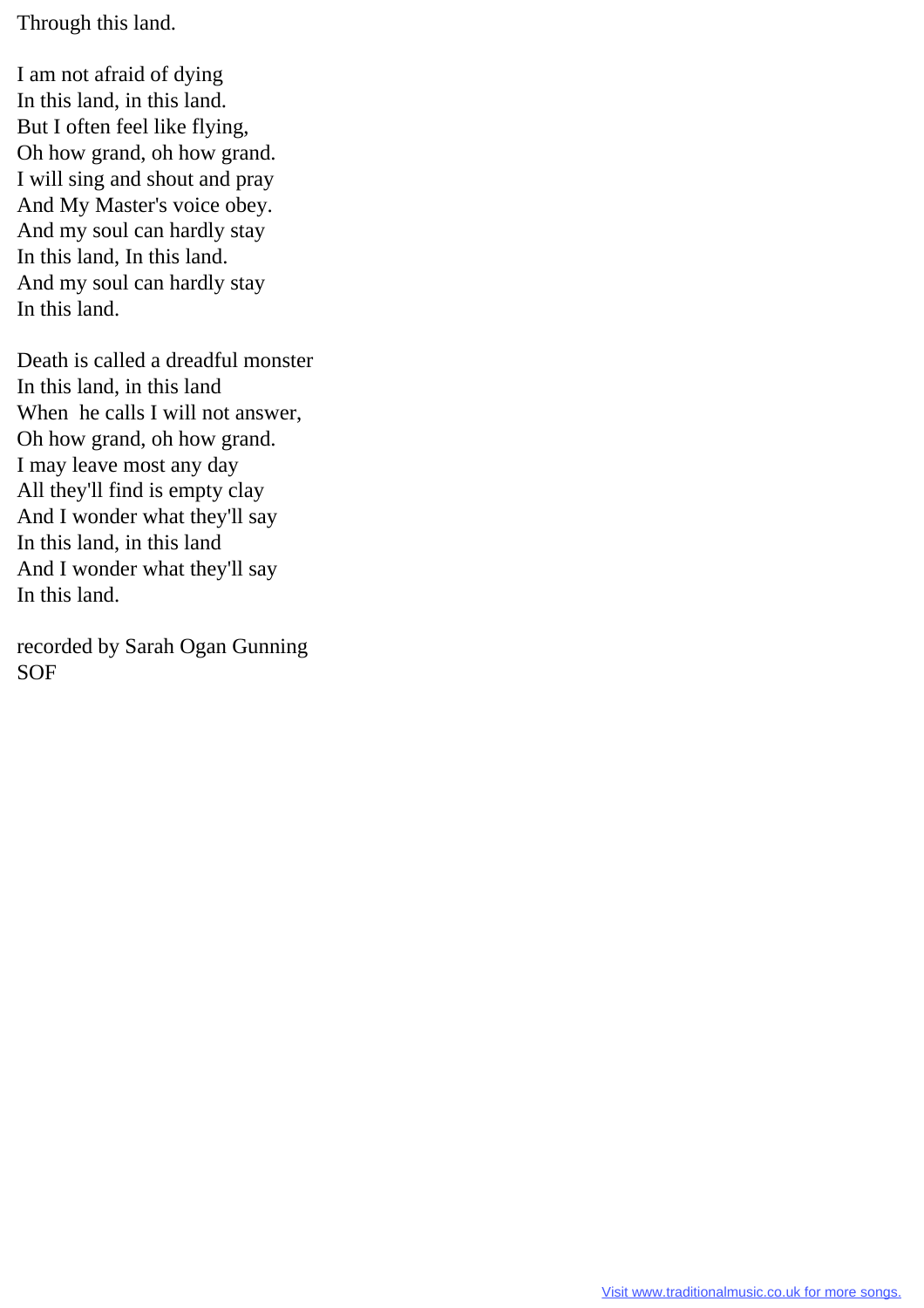Through this land.

I am not afraid of dying
In this land, in this land.
But I often feel like flying,
Oh how grand, oh how grand.
I will sing and shout and pray
And My Master's voice obey.
And my soul can hardly stay
In this land, In this land.
And my soul can hardly stay
In this land.

Death is called a dreadful monster
In this land, in this land
When he calls I will not answer,
Oh how grand, oh how grand.
I may leave most any day
All they'll find is empty clay
And I wonder what they'll say
In this land, in this land
And I wonder what they'll say
In this land.

recorded by Sarah Ogan Gunning
SOF

Visit www.traditionalmusic.co.uk for more songs.